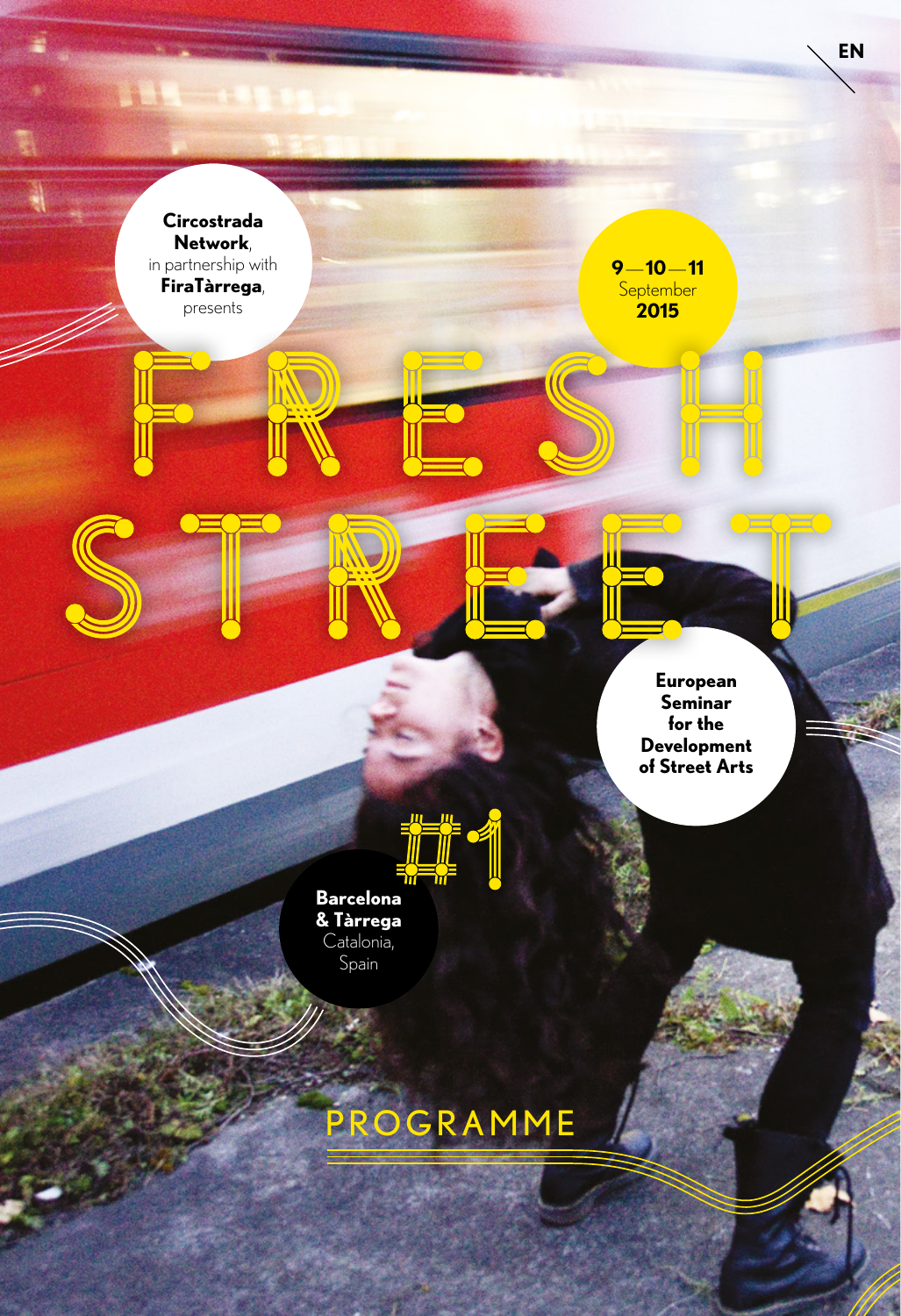EN

**Circostrada Network**, in partnership with **FiraTàrrega**, presents

**9—10—11** September **2015**

# FRESH STREET

**European Seminar for the Development of Street Arts**

#1

**Barcelona & Tàrrega** Catalonia, Spain

## PROGRAMME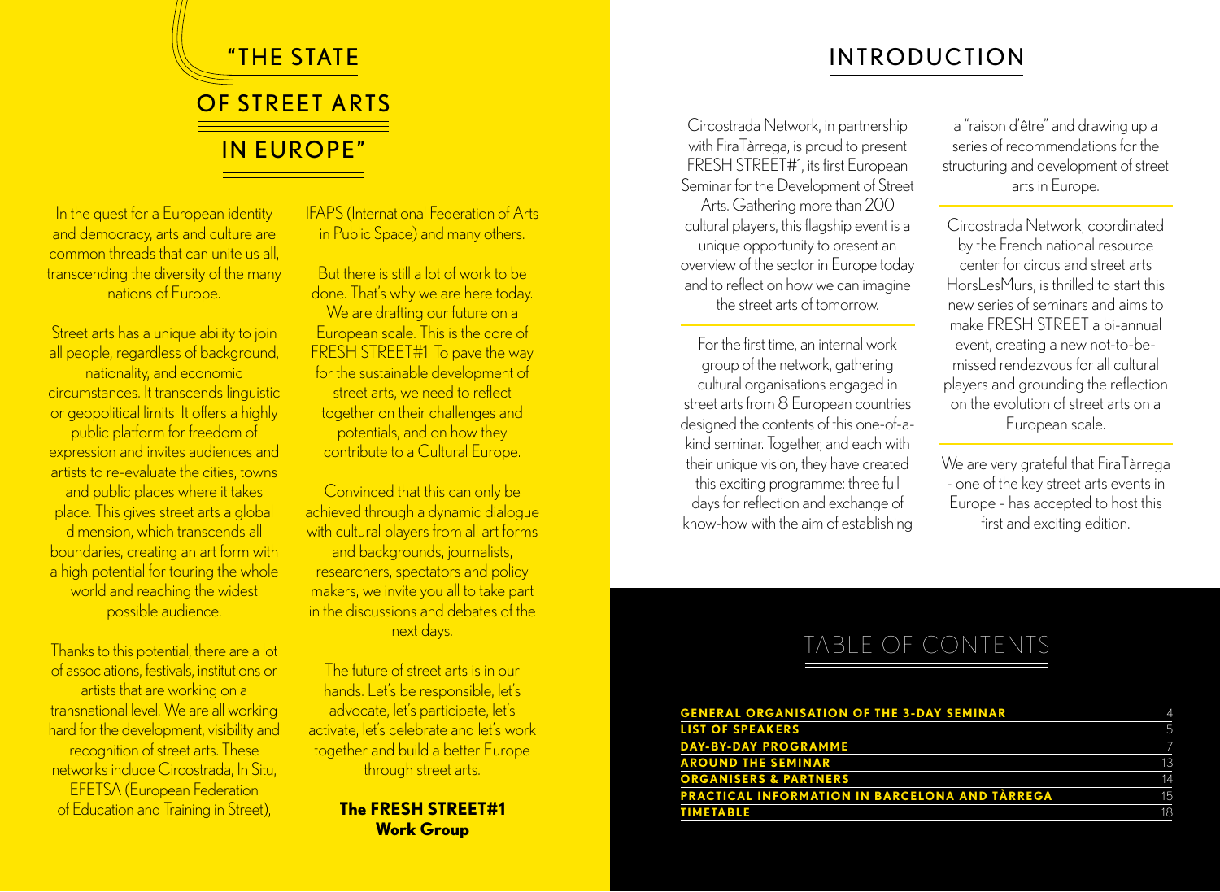# "THE STATE OF STREET ARTS IN EUROPE"

In the quest for a European identity and democracy, arts and culture are common threads that can unite us all, transcending the diversity of the many nations of Europe.

Street arts has a unique ability to join all people, regardless of background, nationality, and economic circumstances. It transcends linguistic or geopolitical limits. It offers a highly public platform for freedom of expression and invites audiences and artists to re-evaluate the cities, towns and public places where it takes place. This gives street arts a global dimension, which transcends all boundaries, creating an art form with a high potential for touring the whole world and reaching the widest possible audience.

Thanks to this potential, there are a lot of associations, festivals, institutions or artists that are working on a transnational level. We are all working hard for the development, visibility and recognition of street arts. These networks include Circostrada, In Situ, EFETSA (European Federation of Education and Training in Street), IFAPS (International Federation of Arts in Public Space) and many others.

But there is still a lot of work to be done. That's why we are here today. We are drafting our future on a European scale. This is the core of FRESH STREET#1. To pave the way for the sustainable development of street arts, we need to reflect together on their challenges and potentials, and on how they contribute to a Cultural Europe.

Convinced that this can only be achieved through a dynamic dialogue with cultural players from all art forms and backgrounds, journalists, researchers, spectators and policy makers, we invite you all to take part in the discussions and debates of the next days.

The future of street arts is in our hands. Let's be responsible, let's advocate, let's participate, let's activate, let's celebrate and let's work together and build a better Europe through street arts.

**The FRESH STREET#1 Work Group**

# INTRODUCTION

Circostrada Network, in partnership with FiraTàrrega, is proud to present FRESH STREET#1, its first European Seminar for the Development of Street Arts. Gathering more than 200 cultural players, this flagship event is a unique opportunity to present an overview of the sector in Europe today and to reflect on how we can imagine the street arts of tomorrow.

For the first time, an internal work group of the network, gathering cultural organisations engaged in street arts from 8 European countries designed the contents of this one-of-a-kind seminar. Together, and each with their unique vision, they have created this exciting programme: three full days for reflection and exchange of know-how with the aim of establishing a "raison d'être" and drawing up a series of recommendations for the structuring and development of street arts in Europe.

Circostrada Network, coordinated by the French national resource center for circus and street arts HorsLesMurs, is thrilled to start this new series of seminars and aims to make FRESH STREET a bi-annual event, creating a new not-to-be-missed rendezvous for all cultural players and grounding the reflection on the evolution of street arts on a European scale.

We are very grateful that FiraTàrrega - one of the key street arts events in Europe - has accepted to host this first and exciting edition.

# TABLE OF CONTENTS

| | |
|---|---|
| **GENERAL ORGANISATION OF THE 3-DAY SEMINAR** | 4 |
| **LIST OF SPEAKERS** | 5 |
| **DAY-BY-DAY PROGRAMME** | 7 |
| **AROUND THE SEMINAR** | 13 |
| **ORGANISERS & PARTNERS** | 14 |
| **PRACTICAL INFORMATION IN BARCELONA AND TÀRREGA** | 15 |
| **TIMETABLE** | 18 |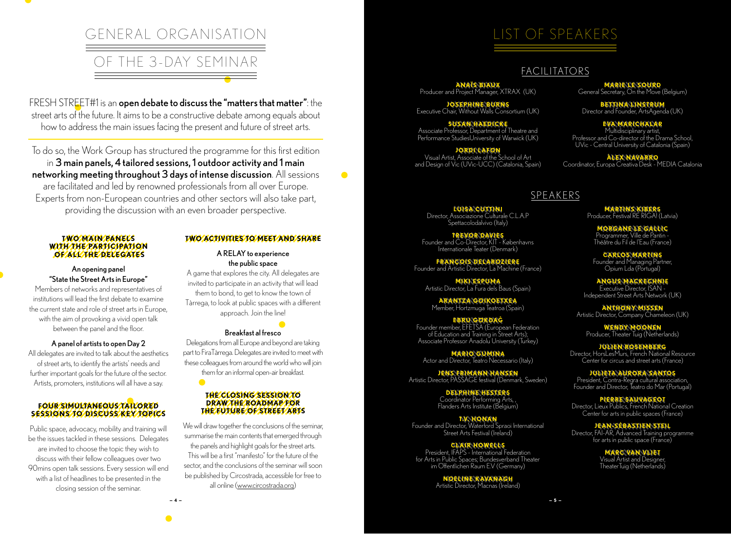# GENERAL ORGANISATION

## OF THE 3-DAY SEMINAR

FRESH STREET#1 is an **open debate to discuss the "matters that matter"**: the street arts of the future. It aims to be a constructive debate among equals about how to address the main issues facing the present and future of street arts.

To do so, the Work Group has structured the programme for this first edition in **3 main panels, 4 tailored sessions, 1 outdoor activity and 1 main networking meeting throughout 3 days of intense discussion**. All sessions are facilitated and led by renowned professionals from all over Europe. Experts from non-European countries and other sectors will also take part, providing the discussion with an even broader perspective.

### TWO MAIN PANELS WITH THE PARTICIPATION OF ALL THE DELEGATES

**An opening panel "State the Street Arts in Europe"**

Members of networks and representatives of institutions will lead the first debate to examine the current state and role of street arts in Europe, with the aim of provoking a vivid open talk between the panel and the floor.

**A panel of artists to open Day 2**

All delegates are invited to talk about the aesthetics of street arts, to identify the artists' needs and further important goals for the future of the sector. Artists, promoters, institutions will all have a say.

### FOUR SIMULTANEOUS TAILORED SESSIONS TO DISCUSS KEY TOPICS

Public space, advocacy, mobility and training will be the issues tackled in these sessions. Delegates are invited to choose the topic they wish to discuss with their fellow colleagues over two 90mins open talk sessions. Every session will end with a list of headlines to be presented in the closing session of the seminar.

### TWO ACTIVITIES TO MEET AND SHARE

**A RELAY to experience the public space**

A game that explores the city. All delegates are invited to participate in an activity that will lead them to bond, to get to know the town of Tàrrega, to look at public spaces with a different approach. Join the line!

**Breakfast al fresco**

Delegations from all Europe and beyond are taking part to FiraTàrrega. Delegates are invited to meet with these colleagues from around the world who will join them for an informal open-air breakfast.

### THE CLOSING SESSION TO DRAW THE ROADMAP FOR THE FUTURE OF STREET ARTS

We will draw together the conclusions of the seminar, summarise the main contents that emerged through the panels and highlight goals for the street arts. This will be a first "manifesto" for the future of the sector, and the conclusions of the seminar will soon be published by Circostrada, accessible for free to all online (www.circostrada.org)

# LIST OF SPEAKERS

## FACILITATORS

**ANAÏS BIAUX**
Producer and Project Manager, XTRAX (UK)

**JOSEPHINE BURNS**
Executive Chair, Without Walls Consortium (UK)

**SUSAN HAEDICKE**
Associate Professor, Department of Theatre and Performance StudiesUniversity of Warwick (UK)

**JORDI LAFON**
Visual Artist, Associate of the School of Art and Design of Vic (UVic-UCC) (Catalonia, Spain)

**MARIE LE SOURD**
General Secretary, On the Move (Belgium)

**BETTINA LINSTRUM**
Director and Founder, ArtsAgenda (UK)

**EVA MARICHALAR**
Multidisciplinary artist, Professor and Co-director of the Drama School, UVic - Central University of Catalonia (Spain)

**ÀLEX NAVARRO**
Coordinator, Europa Creativa Desk - MEDIA Catalonia

## SPEAKERS

**LUISA CUTTINI**
Director, Associazione Culturale C.L.A.P Spettacolodalvivo (Italy)

**TREVOR DAVIES**
Founder and Co-Director, KIT - Københavns Internationale Teater (Denmark)

**FRANÇOIS DELAROZIERE**
Founder and Artistic Director, La Machine (France)

**MIKI ESPUMA**
Artistic Director, La Fura dels Baus (Spain)

**ARANTZA GOIKOETXEA**
Member, Hortzmuga Teatroa (Spain)

**EBRU GÖKDAĞ**
Founder member, EFETSA (European Federation of Education and Training in Street Arts); Associate Professor Anadolu University (Turkey)

**MARIO GUMINA**
Actor and Director, Teatro Necessario (Italy)

**JENS FRIMANN HANSEN**
Artistic Director, PASSAGE festival (Denmark, Sweden)

**DELPHINE HESTERS**
Coordinator Performing Arts, , Flanders Arts Institute (Belgium)

**T.V. HONAN**
Founder and Director, Waterford Spraoi International Street Arts Festival (Ireland)

**CLAIR HOWELLS**
President, IFAPS - International Federation for Arts in Public Spaces; Bundesverband Theater im Öffentlichen Raum E.V (Germany)

**NOELINE KAVANAGH**
Artistic Director, Macnas (Ireland)

**MARTINS KIBERS**
Producer, Festival RE RIGA! (Latvia)

**MORGANE LE GALLIC**
Programmer, Ville de Pantin - Théâtre du Fil de l'Eau (France)

**CARLOS MARTINS**
Founder and Managing Partner, Opium Lda (Portugal)

**ANGUS MACKECHNIE**
Executive Director, ISAN - Independent Street Arts Network (UK)

**ANTHONY MISSEN**
Artistic Director, Company Chameleon (UK)

**WENDY MOONEN**
Producer, Theater Tuig (Netherlands)

**JULIEN ROSEMBERG**
Director, HorsLesMurs, French National Resource Center for circus and street arts (France)

**JULIETA AURORA SANTOS**
President, Contra-Regra cultural association, Founder and Director, Teatro do Mar (Portugal)

**PIERRE SAUVAGEOT**
Director, Lieux Publics, French National Creation Center for arts in public spaces (France)

**JEAN-SÉBASTIEN STEIL**
Director, FAI-AR, Advanced Training programme for arts in public space (France)

**MARC VAN VLIET**
Visual Artist and Designer, TheaterTuig (Netherlands)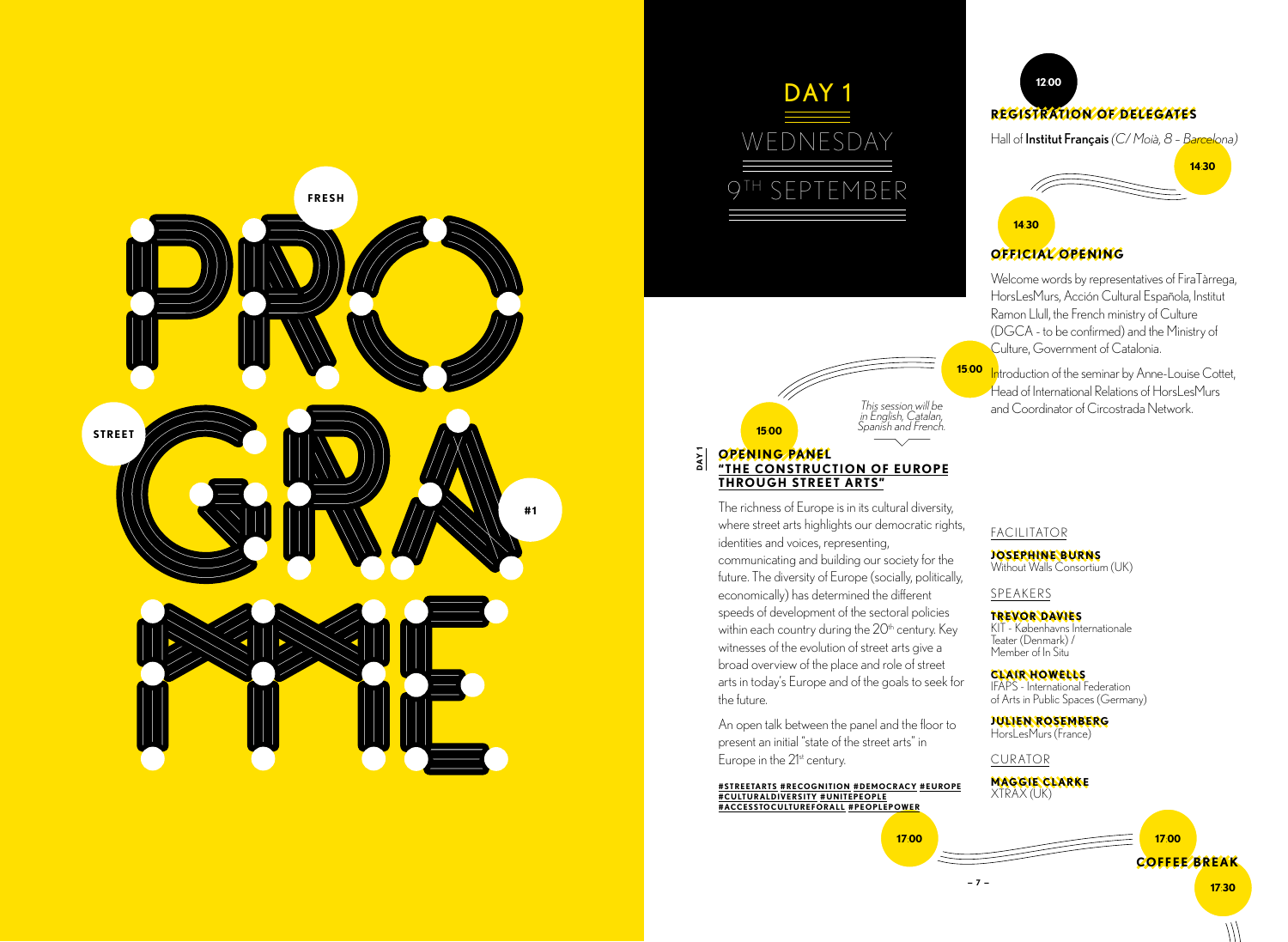# PROGRAMME

FRESH

STREET

#1

## DAY 1

WEDNESDAY

9TH SEPTEMBER

**12:00**

### REGISTRATION OF DELEGATES

Hall of **Institut Français** *(C/ Moià, 8 – Barcelona)*

**14:30**

**14:30**

### OFFICIAL OPENING

Welcome words by representatives of FiraTàrrega, HorsLesMurs, Acción Cultural Española, Institut Ramon Llull, the French ministry of Culture (DGCA - to be confirmed) and the Ministry of Culture, Government of Catalonia.

**15:00**

Introduction of the seminar by Anne-Louise Cottet, Head of International Relations of HorsLesMurs and Coordinator of Circostrada Network.

**15:00**

*This session will be in English, Catalan, Spanish and French.*

DAY 1

### OPENING PANEL "THE CONSTRUCTION OF EUROPE THROUGH STREET ARTS"

The richness of Europe is in its cultural diversity, where street arts highlights our democratic rights, identities and voices, representing, communicating and building our society for the future. The diversity of Europe (socially, politically, economically) has determined the different speeds of development of the sectoral policies within each country during the 20th century. Key witnesses of the evolution of street arts give a broad overview of the place and role of street arts in today's Europe and of the goals to seek for the future.

An open talk between the panel and the floor to present an initial "state of the street arts" in Europe in the 21st century.

**#STREETARTS #RECOGNITION #DEMOCRACY #EUROPE #CULTURALDIVERSITY #UNITEPEOPLE #ACCESSTOCULTUREFORALL #PEOPLEPOWER**

FACILITATOR

**JOSEPHINE BURNS**
Without Walls Consortium (UK)

SPEAKERS

**TREVOR DAVIES**
KIT - Københavns Internationale Teater (Denmark) / Member of In Situ

**CLAIR HOWELLS**
IFAPS - International Federation of Arts in Public Spaces (Germany)

**JULIEN ROSEMBERG**
HorsLesMurs (France)

CURATOR

**MAGGIE CLARKE**
XTRAX (UK)

**17:00**

**17:00**

### COFFEE BREAK

**17:30**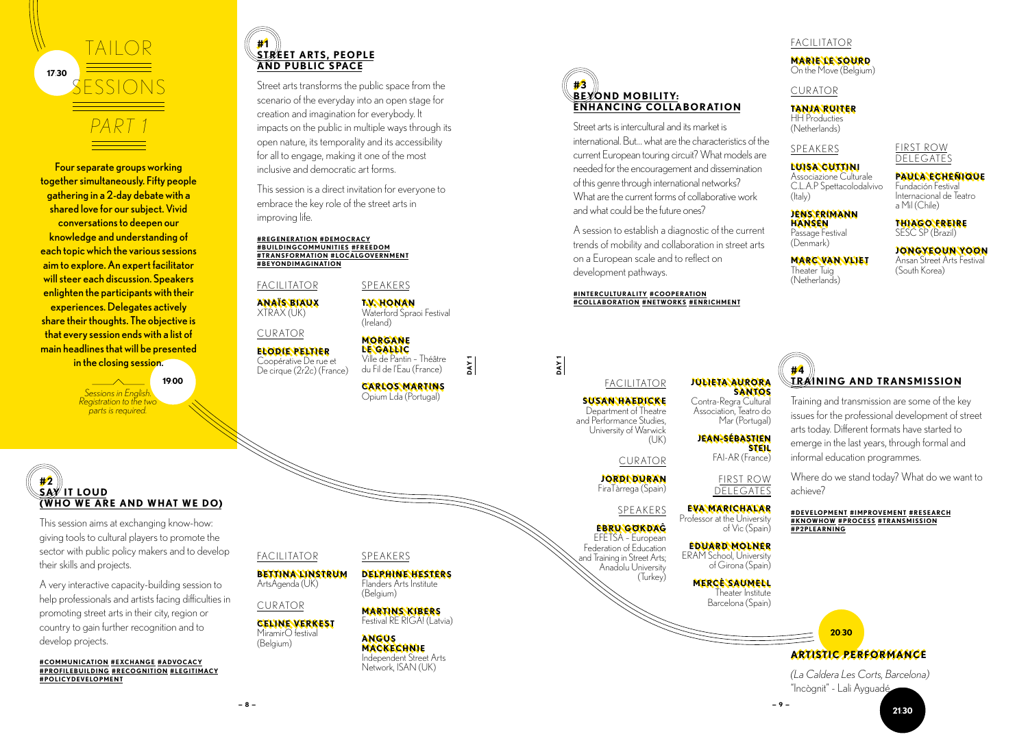# TAILOR SESSIONS

*PART 1*

17:30

**Four separate groups working together simultaneously. Fifty people gathering in a 2-day debate with a shared love for our subject. Vivid conversations to deepen our knowledge and understanding of each topic which the various sessions aim to explore. An expert facilitator will steer each discussion. Speakers enlighten the participants with their experiences. Delegates actively share their thoughts. The objective is that every session ends with a list of main headlines that will be presented in the closing session.**

19:00

*Sessions in English. Registration to the two parts is required.*

## #1 STREET ARTS, PEOPLE AND PUBLIC SPACE

Street arts transforms the public space from the scenario of the everyday into an open stage for creation and imagination for everybody. It impacts on the public in multiple ways through its open nature, its temporality and its accessibility for all to engage, making it one of the most inclusive and democratic art forms.

This session is a direct invitation for everyone to embrace the key role of the street arts in improving life.

**#REGENERATION #DEMOCRACY #BUILDINGCOMMUNITIES #FREEDOM #TRANSFORMATION #LOCALGOVERNMENT #BEYONDIMAGINATION**

FACILITATOR

**ANAÏS BIAUX**
XTRAX (UK)

CURATOR

**ELODIE PELTIER**
Coopérative De rue et De cirque (2r2c) (France)

SPEAKERS

**T.V. HONAN**
Waterford Spraoi Festival (Ireland)

**MORGANE LE GALLIC**
Ville de Pantin – Théâtre du Fil de l'Eau (France)

**CARLOS MARTINS**
Opium Lda (Portugal)

## #2 SAY IT LOUD (WHO WE ARE AND WHAT WE DO)

This session aims at exchanging know-how: giving tools to cultural players to promote the sector with public policy makers and to develop their skills and projects.

A very interactive capacity-building session to help professionals and artists facing difficulties in promoting street arts in their city, region or country to gain further recognition and to develop projects.

**#COMMUNICATION #EXCHANGE #ADVOCACY #PROFILEBUILDING #RECOGNITION #LEGITIMACY #POLICYDEVELOPMENT**

FACILITATOR

**BETTINA LINSTRUM**
ArtsAgenda (UK)

CURATOR

**CELINE VERKEST**
MiramirO festival (Belgium)

SPEAKERS

**DELPHINE HESTERS**
Flanders Arts Institute (Belgium)

**MARTINS KIBERS**
Festival RE RIGA! (Latvia)

**ANGUS MACKECHNIE**
Independent Street Arts Network, ISAN (UK)

## #3 BEYOND MOBILITY: ENHANCING COLLABORATION

Street arts is intercultural and its market is international. But... what are the characteristics of the current European touring circuit? What models are needed for the encouragement and dissemination of this genre through international networks? What are the current forms of collaborative work and what could be the future ones?

A session to establish a diagnostic of the current trends of mobility and collaboration in street arts on a European scale and to reflect on development pathways.

**#INTERCULTURALITY #COOPERATION #COLLABORATION #NETWORKS #ENRICHMENT**

FACILITATOR

**MARIE LE SOURD**
On the Move (Belgium)

CURATOR

**TANJA RUITER**
HH Producties (Netherlands)

SPEAKERS

**LUISA CUTTINI**
Associazione Culturale C.L.A.P Spettacolodalvivo (Italy)

**JENS FRIMANN HANSEN**
Passage Festival (Denmark)

**MARC VAN VLIET**
Theater Tuig (Netherlands)

FIRST ROW DELEGATES

**PAULA ECHEÑIQUE**
Fundación Festival Internacional de Teatro a Mil (Chile)

**THIAGO FREIRE**
SESC SP (Brazil)

**JONGYEOUN YOON**
Ansan Street Arts Festival (South Korea)

## #4 TRAINING AND TRANSMISSION

Training and transmission are some of the key issues for the professional development of street arts today. Different formats have started to emerge in the last years, through formal and informal education programmes.

Where do we stand today? What do we want to achieve?

**#DEVELOPMENT #IMPROVEMENT #RESEARCH #KNOWHOW #PROCESS #TRANSMISSION #P2PLEARNING**

FACILITATOR

**SUSAN HAEDICKE**
Department of Theatre and Performance Studies, University of Warwick (UK)

CURATOR

**JORDI DURAN**
FiraTàrrega (Spain)

SPEAKERS

**EBRU GÖKDAĞ**
EFETSA – European Federation of Education and Training in Street Arts; Anadolu University (Turkey)

**JULIETA AURORA SANTOS**
Contra-Regra Cultural Association, Teatro do Mar (Portugal)

**JEAN-SÉBASTIEN STEIL**
FAI-AR (France)

FIRST ROW DELEGATES

**EVA MARICHALAR**
Professor at the University of Vic (Spain)

**EDUARD MOLNER**
ERAM School, University of Girona (Spain)

**MERCÈ SAUMELL**
Theater Institute Barcelona (Spain)

20:30

## ARTISTIC PERFORMANCE

*(La Caldera Les Corts, Barcelona)*
"Incògnit" - Lali Ayguadé

21:30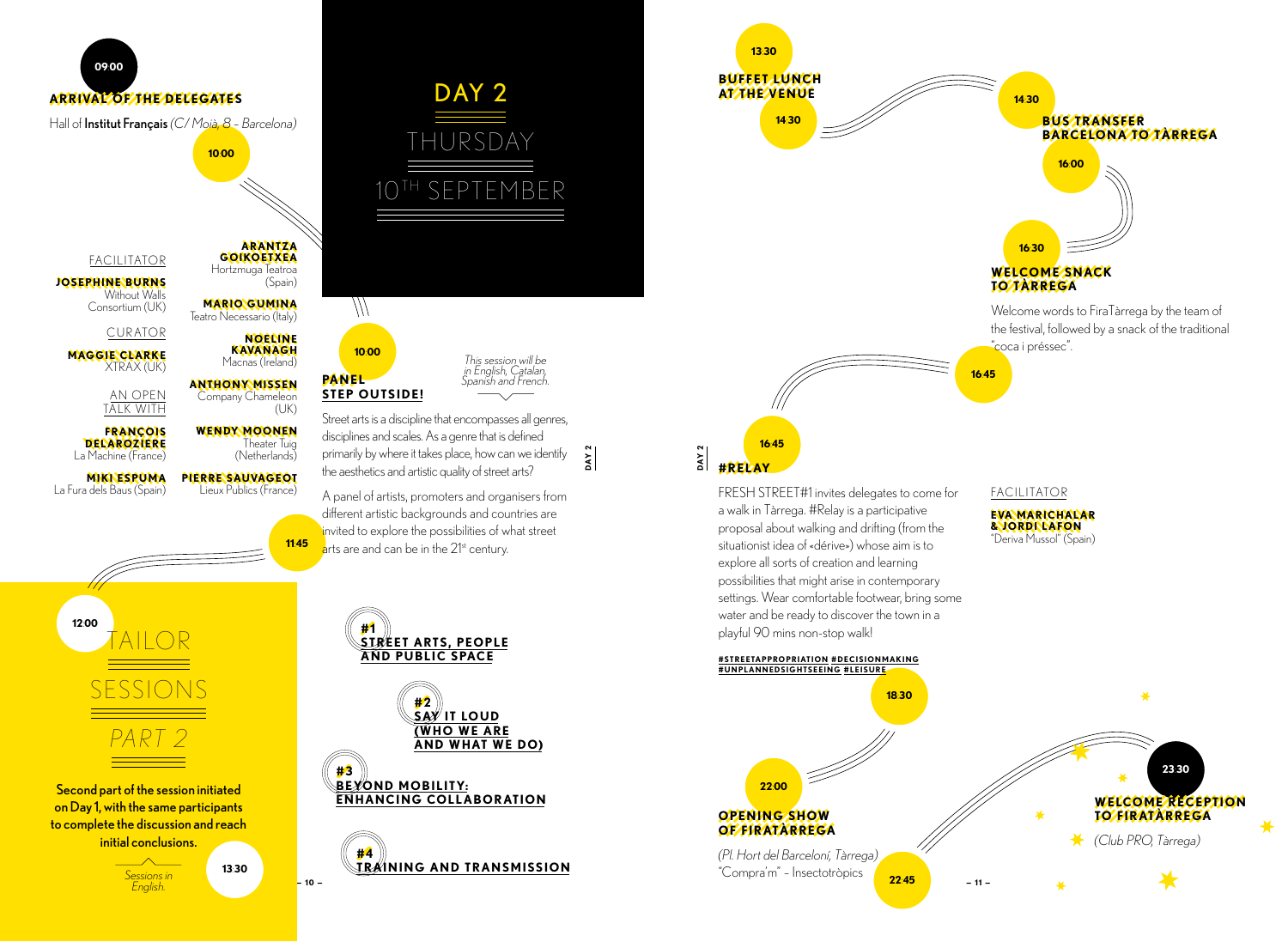# DAY 2

## THURSDAY

## 10TH SEPTEMBER

09:00

**ARRIVAL OF THE DELEGATES**

Hall of **Institut Français** *(C/ Moià, 8 - Barcelona)*

10:00

**PANEL**
**STEP OUTSIDE!**

*This session will be in English, Catalan, Spanish and French.*

Street arts is a discipline that encompasses all genres, disciplines and scales. As a genre that is defined primarily by where it takes place, how can we identify the aesthetics and artistic quality of street arts?

A panel of artists, promoters and organisers from different artistic backgrounds and countries are invited to explore the possibilities of what street arts are and can be in the 21st century.

FACILITATOR

**JOSEPHINE BURNS**
Without Walls Consortium (UK)

CURATOR

**MAGGIE CLARKE**
XTRAX (UK)

AN OPEN TALK WITH

**FRANÇOIS DELAROZIÈRE**
La Machine (France)

**MIKI ESPUMA**
La Fura dels Baus (Spain)

**ARANTZA GOIKOETXEA**
Hortzmuga Teatroa (Spain)

**MARIO GUMINA**
Teatro Necessario (Italy)

**NOELINE KAVANAGH**
Macnas (Ireland)

**ANTHONY MISSEN**
Company Chameleon (UK)

**WENDY MOONEN**
Theater Tuig (Netherlands)

**PIERRE SAUVAGEOT**
Lieux Publics (France)

11:45

12:00

## TAILOR SESSIONS

### *PART 2*

**Second part of the session initiated on Day 1, with the same participants to complete the discussion and reach initial conclusions.**

*Sessions in English.*

**#1 STREET ARTS, PEOPLE AND PUBLIC SPACE**

**#2 SAY IT LOUD (WHO WE ARE AND WHAT WE DO)**

**#3 BEYOND MOBILITY: ENHANCING COLLABORATION**

**#4 TRAINING AND TRANSMISSION**

13:30

13:30

**BUFFET LUNCH AT THE VENUE**

14:30

14:30

**BUS TRANSFER BARCELONA TO TÀRREGA**

16:00

16:30

**WELCOME SNACK TO TÀRREGA**

Welcome words to FiraTàrrega by the team of the festival, followed by a snack of the traditional "coca i préssec".

16:45

16:45

**#RELAY**

FRESH STREET#1 invites delegates to come for a walk in Tàrrega. #Relay is a participative proposal about walking and drifting (from the situationist idea of «dérive») whose aim is to explore all sorts of creation and learning possibilities that might arise in contemporary settings. Wear comfortable footwear, bring some water and be ready to discover the town in a playful 90 mins non-stop walk!

**#STREETAPPROPRIATION #DECISIONMAKING #UNPLANNEDSIGHTSEEING #LEISURE**

FACILITATOR

**EVA MARICHALAR & JORDI LAFON**
"Deriva Mussol" (Spain)

18:30

22:00

**OPENING SHOW OF FIRATÀRREGA**

*(Pl. Hort del Barceloní, Tàrrega)*
"Compra'm" - Insectotròpics

22:45

23:30

**WELCOME RECEPTION TO FIRATÀRREGA**

*(Club PRO, Tàrrega)*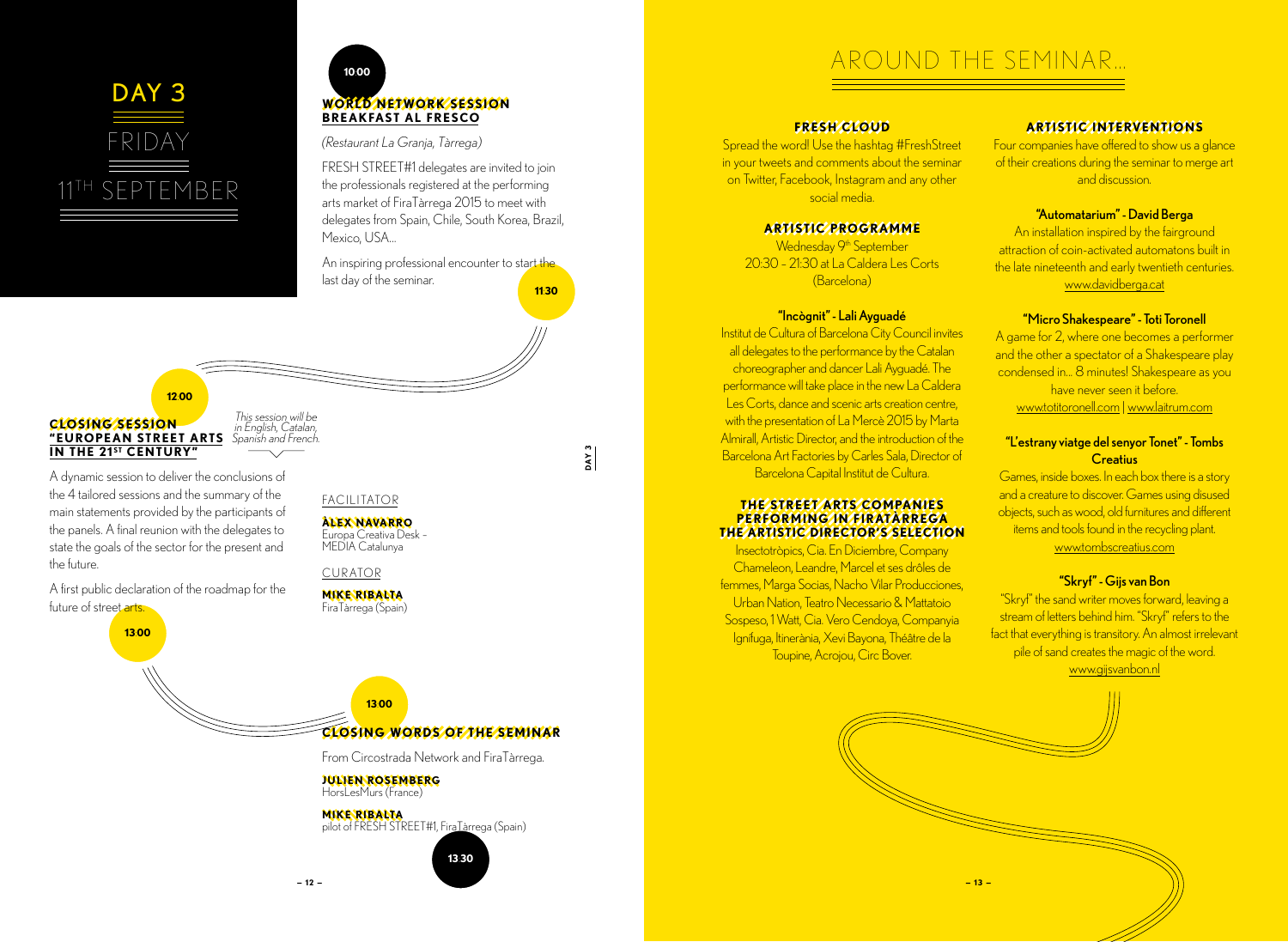# DAY 3

## FRIDAY

## 11TH SEPTEMBER

10:00

### WORLD NETWORK SESSION BREAKFAST AL FRESCO

*(Restaurant La Granja, Tàrrega)*

FRESH STREET#1 delegates are invited to join the professionals registered at the performing arts market of FiraTàrrega 2015 to meet with delegates from Spain, Chile, South Korea, Brazil, Mexico, USA...

An inspiring professional encounter to start the last day of the seminar.

11:30

12:00

### CLOSING SESSION "EUROPEAN STREET ARTS IN THE 21ST CENTURY"

*This session will be in English, Catalan, Spanish and French.*

A dynamic session to deliver the conclusions of the 4 tailored sessions and the summary of the main statements provided by the participants of the panels. A final reunion with the delegates to state the goals of the sector for the present and the future.

A first public declaration of the roadmap for the future of street arts.

FACILITATOR

**ÀLEX NAVARRO**
Europa Creativa Desk - MEDIA Catalunya

CURATOR

**MIKE RIBALTA**
FiraTàrrega (Spain)

13:00

13:00

### CLOSING WORDS OF THE SEMINAR

From Circostrada Network and FiraTàrrega.

**JULIEN ROSEMBERG**
HorsLesMurs (France)

**MIKE RIBALTA**
pilot of FRESH STREET#1, FiraTàrrega (Spain)

13:30

# AROUND THE SEMINAR...

### FRESH CLOUD

Spread the word! Use the hashtag #FreshStreet in your tweets and comments about the seminar on Twitter, Facebook, Instagram and any other social media.

### ARTISTIC PROGRAMME

Wednesday 9th September
20:30 – 21:30 at La Caldera Les Corts (Barcelona)

**"Incògnit" - Lali Ayguadé**

Institut de Cultura of Barcelona City Council invites all delegates to the performance by the Catalan choreographer and dancer Lali Ayguadé. The performance will take place in the new La Caldera Les Corts, dance and scenic arts creation centre, with the presentation of La Mercè 2015 by Marta Almirall, Artistic Director, and the introduction of the Barcelona Art Factories by Carles Sala, Director of Barcelona Capital Institut de Cultura.

### THE STREET ARTS COMPANIES PERFORMING IN FIRATÀRREGA THE ARTISTIC DIRECTOR'S SELECTION

Insectotròpics, Cia. En Diciembre, Company Chameleon, Leandre, Marcel et ses drôles de femmes, Marga Socias, Nacho Vilar Producciones, Urban Nation, Teatro Necessario & Mattatoio Sospeso, 1 Watt, Cia. Vero Cendoya, Companyia Ignífuga, Itinerània, Xevi Bayona, Théâtre de la Toupine, Acrojou, Circ Bover.

### ARTISTIC INTERVENTIONS

Four companies have offered to show us a glance of their creations during the seminar to merge art and discussion.

**"Automatarium" - David Berga**

An installation inspired by the fairground attraction of coin-activated automatons built in the late nineteenth and early twentieth centuries.
www.davidberga.cat

**"Micro Shakespeare" - Toti Toronell**

A game for 2, where one becomes a performer and the other a spectator of a Shakespeare play condensed in... 8 minutes! Shakespeare as you have never seen it before.
www.totitoronell.com | www.laitrum.com

**"L'estrany viatge del senyor Tonet" - Tombs Creatius**

Games, inside boxes. In each box there is a story and a creature to discover. Games using disused objects, such as wood, old furnitures and different items and tools found in the recycling plant.
www.tombscreatius.com

**"Skryf" - Gijs van Bon**

"Skryf" the sand writer moves forward, leaving a stream of letters behind him. "Skryf" refers to the fact that everything is transitory. An almost irrelevant pile of sand creates the magic of the word.
www.gijsvanbon.nl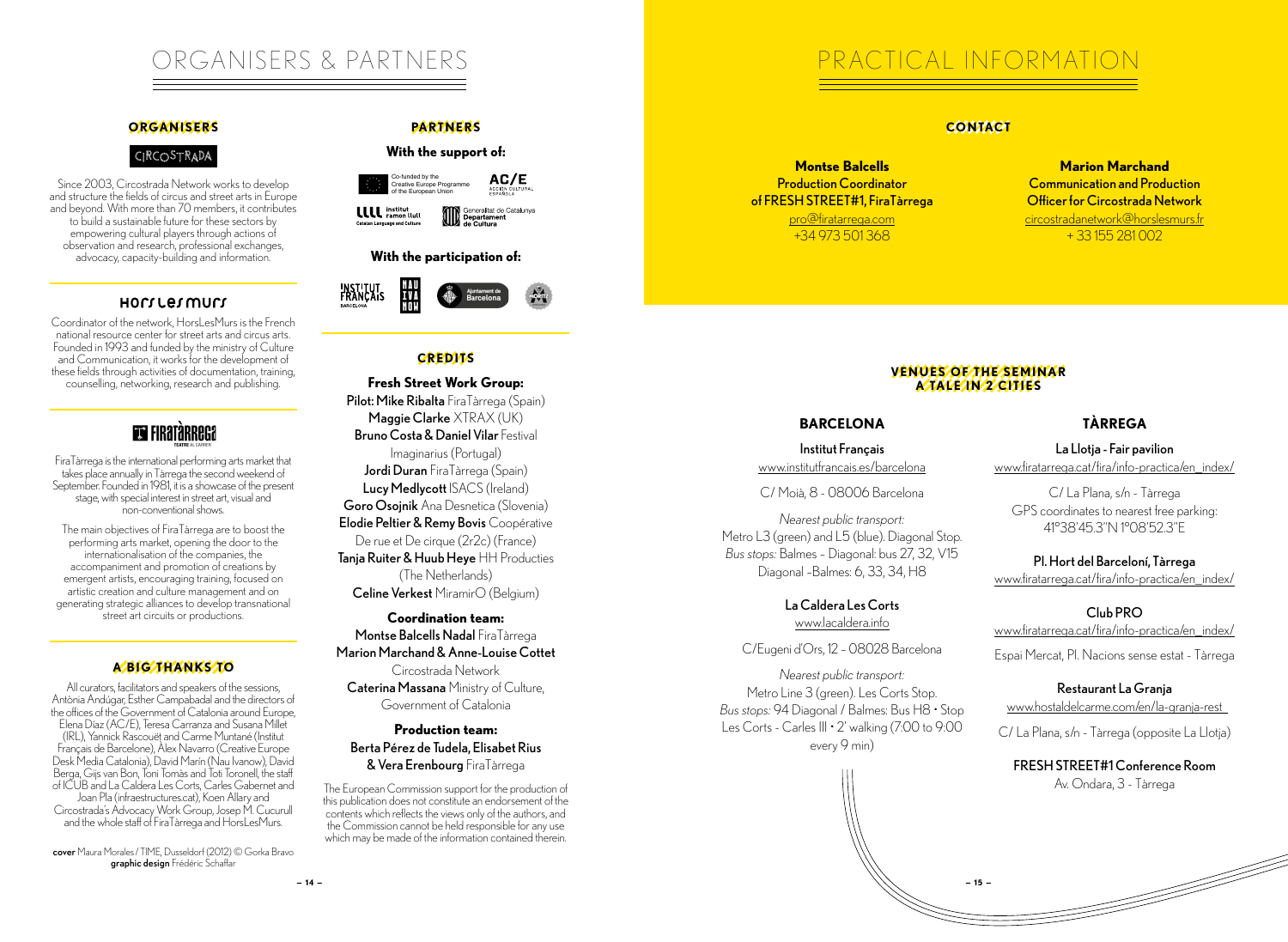# ORGANISERS & PARTNERS

## ORGANISERS

CIRCOSTRADA

Since 2003, Circostrada Network works to develop and structure the fields of circus and street arts in Europe and beyond. With more than 70 members, it contributes to build a sustainable future for these sectors by empowering cultural players through actions of observation and research, professional exchanges, advocacy, capacity-building and information.

HorsLesMurs

Coordinator of the network, HorsLesMurs is the French national resource center for street arts and circus arts. Founded in 1993 and funded by the ministry of Culture and Communication, it works for the development of these fields through activities of documentation, training, counselling, networking, research and publishing.

FIRATÀRREGA

FiraTàrrega is the international performing arts market that takes place annually in Tàrrega the second weekend of September. Founded in 1981, it is a showcase of the present stage, with special interest in street art, visual and non-conventional shows.

The main objectives of FiraTàrrega are to boost the performing arts market, opening the door to the internationalisation of the companies, the accompaniment and promotion of creations by emergent artists, encouraging training, focused on artistic creation and culture management and on generating strategic alliances to develop transnational street art circuits or productions.

## A BIG THANKS TO

All curators, facilitators and speakers of the sessions, Antònia Andúgar, Esther Campabadal and the directors of the offices of the Government of Catalonia around Europe, Elena Díaz (AC/E), Teresa Carranza and Susana Millet (IRL), Yannick Rascouët and Carme Muntané (Institut Français de Barcelone), Àlex Navarro (Creative Europe Desk Media Catalonia), David Marín (Nau Ivanow), David Berga, Gijs van Bon, Toni Tomàs and Toti Toronell, the staff of ICUB and La Caldera Les Corts, Carles Gabernet and Joan Pla (infraestructures.cat), Koen Allary and Circostrada's Advocacy Work Group, Josep M. Cucurull and the whole staff of FiraTàrrega and HorsLesMurs.

**cover** Maura Morales / TIME, Dusseldorf (2012) © Gorka Bravo
**graphic design** Frédéric Schaffar

## PARTNERS

**With the support of:**

Co-funded by the Creative Europe Programme of the European Union
AC/E Acción Cultural Española
Institut Ramon Llull Catalan Language and Culture
Generalitat de Catalunya Departament de Cultura

**With the participation of:**

Institut Français Barcelona
Nau Ivanow
Ajuntament de Barcelona

## CREDITS

**Fresh Street Work Group:**
**Pilot: Mike Ribalta** FiraTàrrega (Spain)
**Maggie Clarke** XTRAX (UK)
**Bruno Costa & Daniel Vilar** Festival Imaginarius (Portugal)
**Jordi Duran** FiraTàrrega (Spain)
**Lucy Medlycott** ISACS (Ireland)
**Goro Osojnik** Ana Desnetica (Slovenia)
**Elodie Peltier & Remy Bovis** Coopérative De rue et De cirque (2r2c) (France)
**Tanja Ruiter & Huub Heye** HH Producties (The Netherlands)
**Celine Verkest** MiramirO (Belgium)

**Coordination team:**
**Montse Balcells Nadal** FiraTàrrega
**Marion Marchand & Anne-Louise Cottet** Circostrada Network
**Caterina Massana** Ministry of Culture, Government of Catalonia

**Production team:**
**Berta Pérez de Tudela, Elisabet Rius & Vera Erenbourg** FiraTàrrega

The European Commission support for the production of this publication does not constitute an endorsement of the contents which reflects the views only of the authors, and the Commission cannot be held responsible for any use which may be made of the information contained therein.

# PRACTICAL INFORMATION

## CONTACT

**Montse Balcells**
**Production Coordinator of FRESH STREET#1, FiraTàrrega**
pro@firatarrega.com
+34 973 501 368

**Marion Marchand**
**Communication and Production Officer for Circostrada Network**
circostradanetwork@horslesmurs.fr
+ 33 155 281 002

## VENUES OF THE SEMINAR A TALE IN 2 CITIES

### BARCELONA

**Institut Français**
www.institutfrancais.es/barcelona

C/ Moià, 8 - 08006 Barcelona

*Nearest public transport:*
Metro L3 (green) and L5 (blue). Diagonal Stop.
*Bus stops:* Balmes – Diagonal: bus 27, 32, V15
Diagonal –Balmes: 6, 33, 34, H8

**La Caldera Les Corts**
www.lacaldera.info

C/Eugeni d'Ors, 12 – 08028 Barcelona

*Nearest public transport:*
Metro Line 3 (green). Les Corts Stop.
*Bus stops:* 94 Diagonal / Balmes: Bus H8 • Stop Les Corts - Carles III • 2' walking (7:00 to 9:00 every 9 min)

### TÀRREGA

**La Llotja - Fair pavilion**
www.firatarrega.cat/fira/info-practica/en_index/

C/ La Plana, s/n - Tàrrega
GPS coordinates to nearest free parking:
41°38'45.3"N 1°08'52.3"E

**Pl. Hort del Barceloní, Tàrrega**
www.firatarrega.cat/fira/info-practica/en_index/

**Club PRO**
www.firatarrega.cat/fira/info-practica/en_index/

Espai Mercat, Pl. Nacions sense estat - Tàrrega

**Restaurant La Granja**
www.hostaldelcarme.com/en/la-granja-rest

C/ La Plana, s/n - Tàrrega (opposite La Llotja)

**FRESH STREET#1 Conference Room**
Av. Ondara, 3 - Tàrrega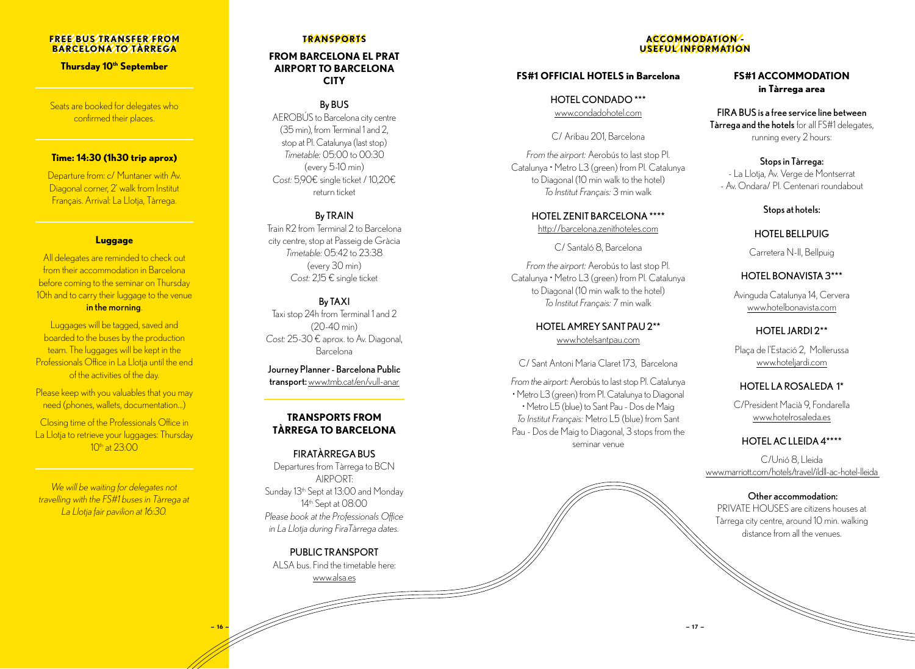## FREE BUS TRANSFER FROM BARCELONA TO TÀRREGA

**Thursday 10th September**

Seats are booked for delegates who confirmed their places.

**Time: 14:30 (1h30 trip aprox)**

Departure from: c/ Muntaner with Av. Diagonal corner, 2' walk from Institut Français. Arrival: La Llotja, Tàrrega.

**Luggage**

All delegates are reminded to check out from their accommodation in Barcelona before coming to the seminar on Thursday 10th and to carry their luggage to the venue **in the morning**.

Luggages will be tagged, saved and boarded to the buses by the production team. The luggages will be kept in the Professionals Office in La Llotja until the end of the activities of the day.

Please keep with you valuables that you may need (phones, wallets, documentation...)

Closing time of the Professionals Office in La Llotja to retrieve your luggages: Thursday 10th at 23:00

*We will be waiting for delegates not travelling with the FS#1 buses in Tàrrega at La Llotja fair pavilion at 16:30.*

## TRANSPORTS

### FROM BARCELONA EL PRAT AIRPORT TO BARCELONA CITY

**By BUS**

AEROBÚS to Barcelona city centre (35 min), from Terminal 1 and 2, stop at Pl. Catalunya (last stop)
*Timetable:* 05:00 to 00:30 (every 5-10 min)
*Cost:* 5,90€ single ticket / 10,20€ return ticket

**By TRAIN**

Train R2 from Terminal 2 to Barcelona city centre, stop at Passeig de Gràcia
*Timetable:* 05:42 to 23:38 (every 30 min)
*Cost:* 2,15 € single ticket

**By TAXI**

Taxi stop 24h from Terminal 1 and 2 (20-40 min)
*Cost:* 25-30 € aprox. to Av. Diagonal, Barcelona

**Journey Planner - Barcelona Public transport:** www.tmb.cat/en/vull-anar

### TRANSPORTS FROM TÀRREGA TO BARCELONA

**FIRATÀRREGA BUS**

Departures from Tàrrega to BCN AIRPORT:
Sunday 13th Sept at 13:00 and Monday 14th Sept at 08:00
*Please book at the Professionals Office in La Llotja during FiraTàrrega dates.*

**PUBLIC TRANSPORT**

ALSA bus. Find the timetable here: www.alsa.es

## ACCOMMODATION - USEFUL INFORMATION

### FS#1 OFFICIAL HOTELS in Barcelona

**HOTEL CONDADO \*\*\***
www.condadohotel.com

C/ Aribau 201, Barcelona

*From the airport:* Aerobús to last stop Pl. Catalunya • Metro L3 (green) from Pl. Catalunya to Diagonal (10 min walk to the hotel)
*To Institut Français:* 3 min walk

**HOTEL ZENIT BARCELONA \*\*\*\***
http://barcelona.zenithoteles.com

C/ Santaló 8, Barcelona

*From the airport:* Aerobús to last stop Pl. Catalunya • Metro L3 (green) from Pl. Catalunya to Diagonal (10 min walk to the hotel)
*To Institut Français:* 7 min walk

**HOTEL AMREY SANT PAU 2\*\***
www.hotelsantpau.com

C/ Sant Antoni Maria Claret 173, Barcelona

*From the airport:* Aerobús to last stop Pl. Catalunya • Metro L3 (green) from Pl. Catalunya to Diagonal • Metro L5 (blue) to Sant Pau - Dos de Maig
*To Institut Français:* Metro L5 (blue) from Sant Pau - Dos de Maig to Diagonal, 3 stops from the seminar venue

### FS#1 ACCOMMODATION in Tàrrega area

**FIRA BUS is a free service line between Tàrrega and the hotels** for all FS#1 delegates, running every 2 hours:

**Stops in Tàrrega:**
- La Llotja, Av. Verge de Montserrat
- Av. Ondara/ Pl. Centenari roundabout

**Stops at hotels:**

**HOTEL BELLPUIG**

Carretera N-II, Bellpuig

**HOTEL BONAVISTA 3\*\*\***

Avinguda Catalunya 14, Cervera
www.hotelbonavista.com

**HOTEL JARDI 2\*\***

Plaça de l'Estació 2, Mollerussa
www.hoteljardi.com

**HOTEL LA ROSALEDA 1\***

C/President Macià 9, Fondarella
www.hotelrosaleda.es

**HOTEL AC LLEIDA 4\*\*\*\***

C/Unió 8, Lleida
www.marriott.com/hotels/travel/ildll-ac-hotel-lleida

**Other accommodation:**
PRIVATE HOUSES are citizens houses at Tàrrega city centre, around 10 min. walking distance from all the venues.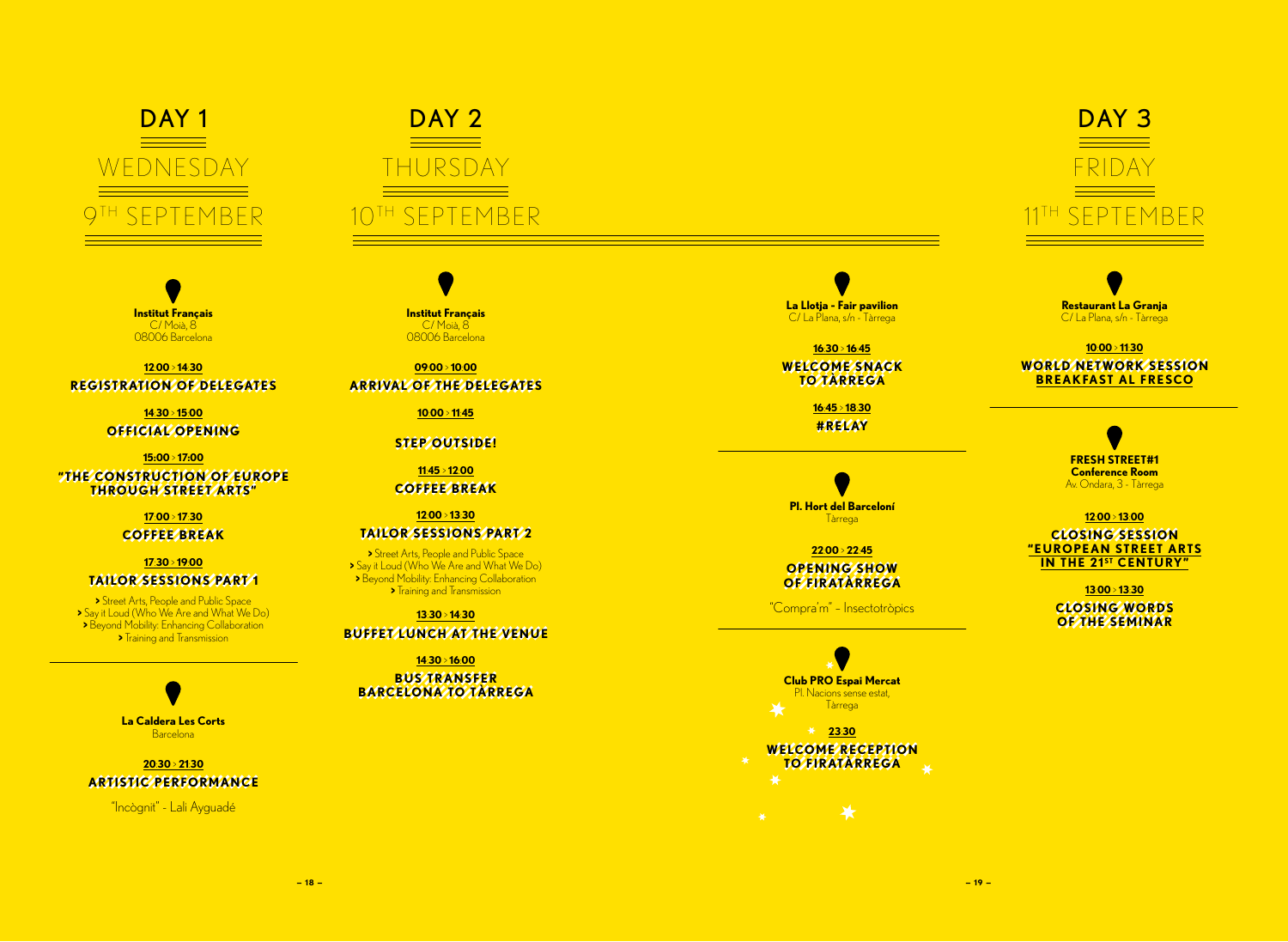# DAY 1

## WEDNESDAY

## 9TH SEPTEMBER

**Institut Français**
C/ Moià, 8
08006 Barcelona

12:00 > 14:30
**REGISTRATION OF DELEGATES**

14:30 > 15:00
**OFFICIAL OPENING**

15:00 > 17:00
**"THE CONSTRUCTION OF EUROPE THROUGH STREET ARTS"**

17:00 > 17:30
**COFFEE BREAK**

17:30 > 19:00
**TAILOR SESSIONS PART 1**

- Street Arts, People and Public Space
- Say it Loud (Who We Are and What We Do)
- Beyond Mobility: Enhancing Collaboration
- Training and Transmission

**La Caldera Les Corts**
Barcelona

20:30 > 21:30
**ARTISTIC PERFORMANCE**

"Incògnit" - Lali Ayguadé

# DAY 2

## THURSDAY

## 10TH SEPTEMBER

**Institut Français**
C/ Moià, 8
08006 Barcelona

09:00 > 10:00
**ARRIVAL OF THE DELEGATES**

10:00 > 11:45
**STEP OUTSIDE!**

11:45 > 12:00
**COFFEE BREAK**

12:00 > 13:30
**TAILOR SESSIONS PART 2**

- Street Arts, People and Public Space
- Say it Loud (Who We Are and What We Do)
- Beyond Mobility: Enhancing Collaboration
- Training and Transmission

13:30 > 14:30
**BUFFET LUNCH AT THE VENUE**

14:30 > 16:00
**BUS TRANSFER BARCELONA TO TÀRREGA**

**La Llotja - Fair pavilion**
C/ La Plana, s/n - Tàrrega

16:30 > 16:45
**WELCOME SNACK TO TÀRREGA**

16:45 > 18:30
**#RELAY**

**Pl. Hort del Barceloní**
Tàrrega

22:00 > 22:45
**OPENING SHOW OF FIRATÀRREGA**

"Compra'm" – Insectotròpics

**Club PRO Espai Mercat**
Pl. Nacions sense estat,
Tàrrega

23:30
**WELCOME RECEPTION TO FIRATÀRREGA**

# DAY 3

## FRIDAY

## 11TH SEPTEMBER

**Restaurant La Granja**
C/ La Plana, s/n - Tàrrega

10:00 > 11:30
**WORLD NETWORK SESSION BREAKFAST AL FRESCO**

**FRESH STREET#1**
**Conference Room**
Av. Ondara, 3 - Tàrrega

12:00 > 13:00
**CLOSING SESSION "EUROPEAN STREET ARTS IN THE 21ST CENTURY"**

13:00 > 13:30
**CLOSING WORDS OF THE SEMINAR**